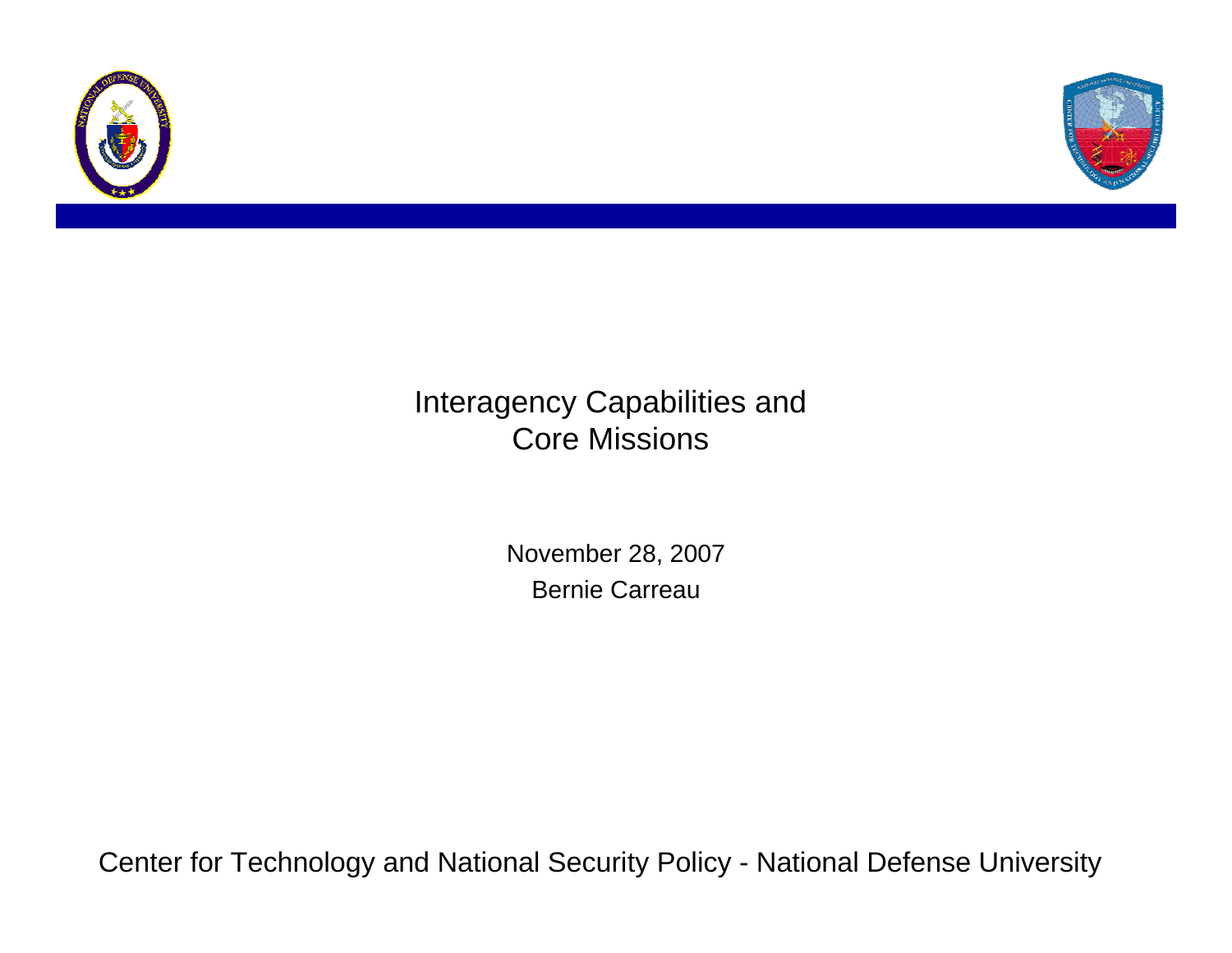# Interagency Capabilities and Core Missions

November 28, 2007

Bernie Carreau

Center for Technology and National Security Policy - National Defense University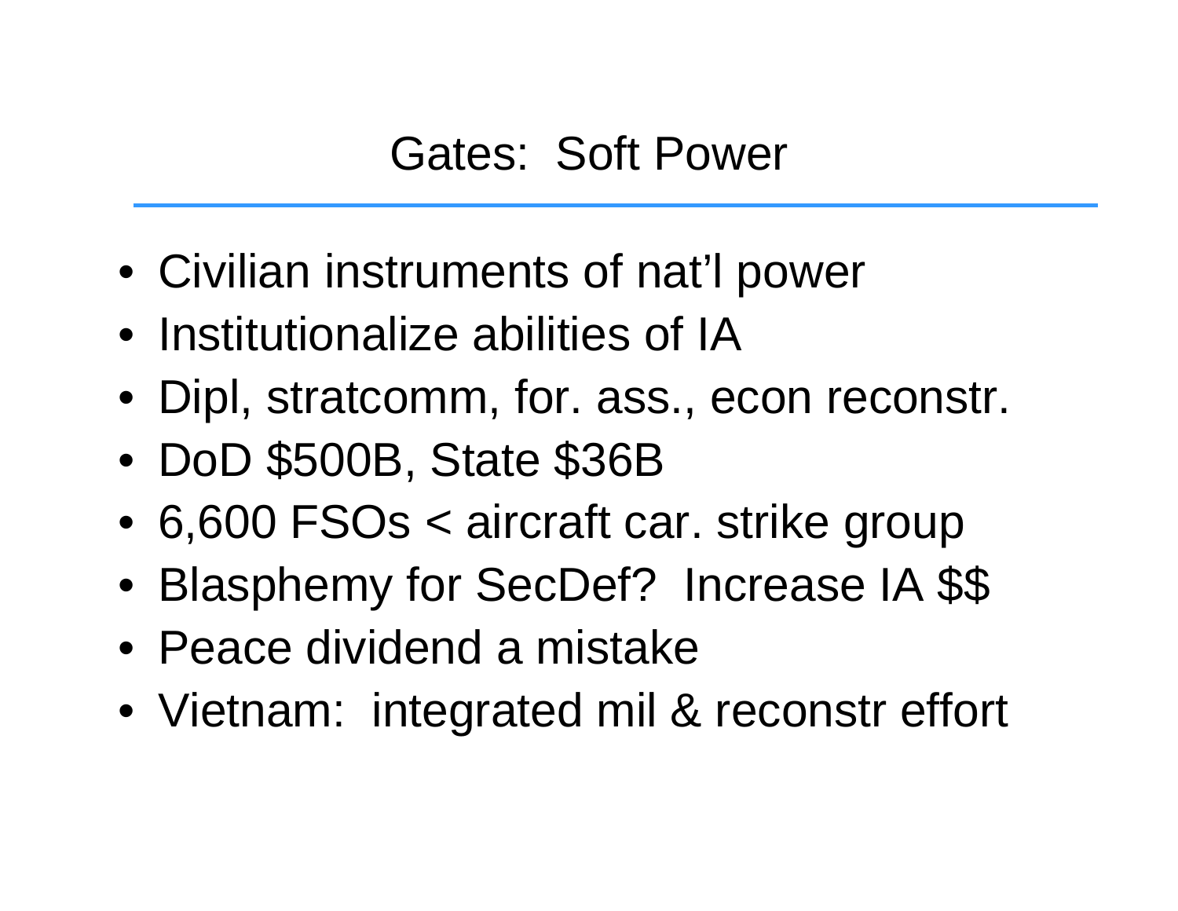# Gates: Soft Power

- Civilian instruments of nat’l power
- Institutionalize abilities of IA
- Dipl, stratcomm, for. ass., econ reconstr.
- DoD $500B, State $36B
- 6,600 FSOs < aircraft car. strike group
- Blasphemy for SecDef? Increase IA $$
- Peace dividend a mistake
- Vietnam: integrated mil & reconstr effort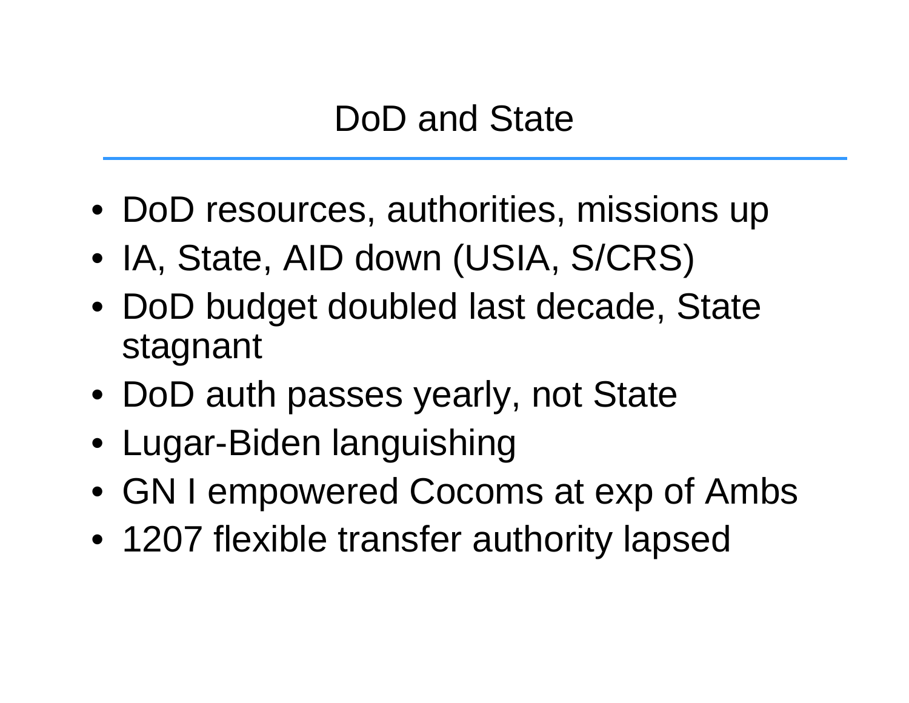# DoD and State

- DoD resources, authorities, missions up
- IA, State, AID down (USIA, S/CRS)
- DoD budget doubled last decade, State stagnant
- DoD auth passes yearly, not State
- Lugar-Biden languishing
- GN I empowered Cocoms at exp of Ambs
- 1207 flexible transfer authority lapsed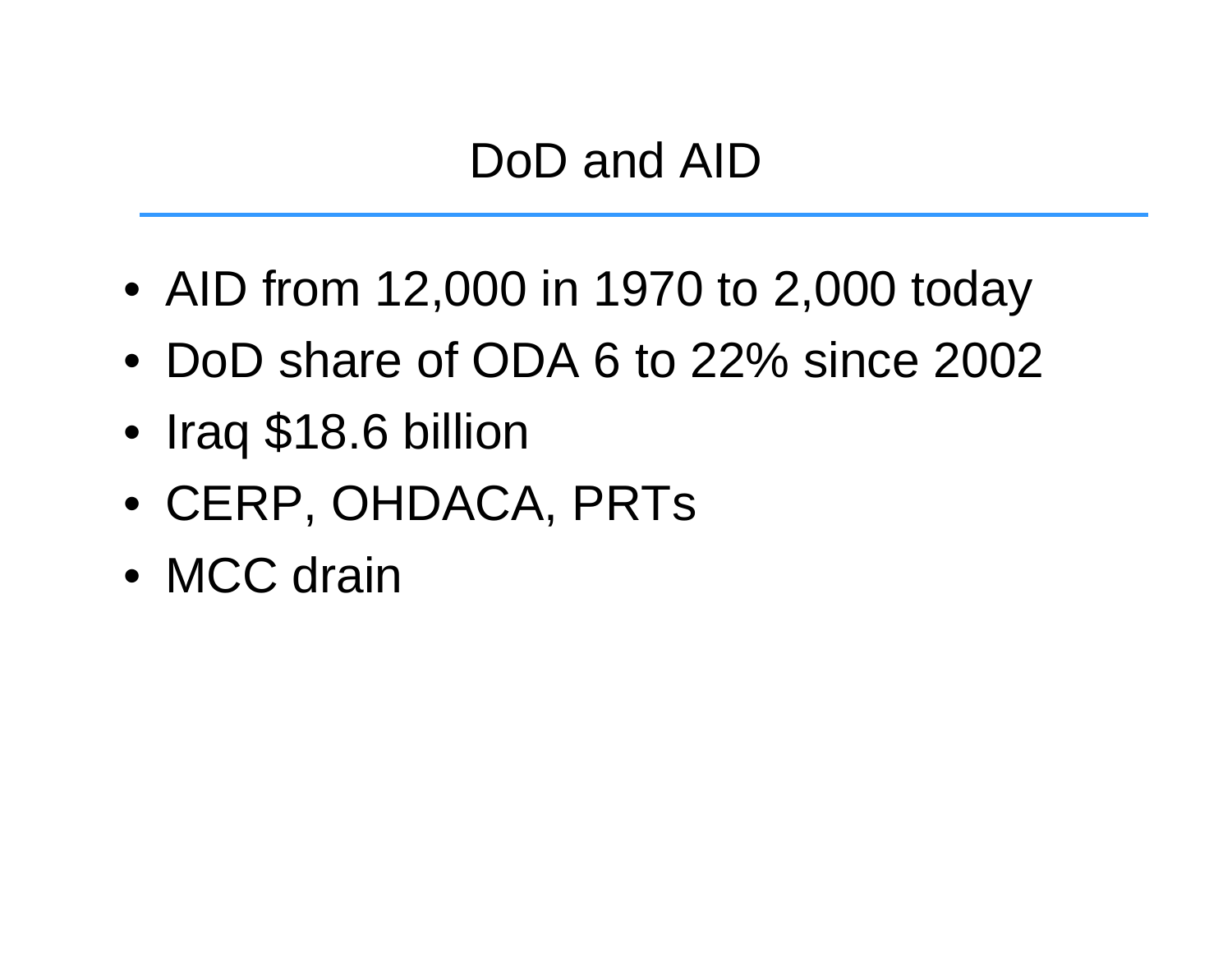# DoD and AID

- AID from 12,000 in 1970 to 2,000 today
- DoD share of ODA 6 to 22% since 2002
- Iraq $18.6 billion
- CERP, OHDACA, PRTs
- MCC drain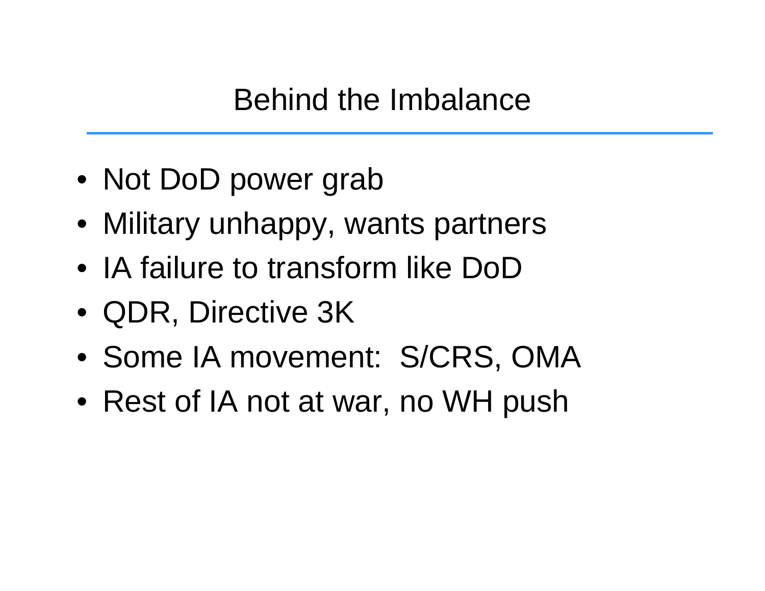# Behind the Imbalance

- Not DoD power grab
- Military unhappy, wants partners
- IA failure to transform like DoD
- QDR, Directive 3K
- Some IA movement:  S/CRS, OMA
- Rest of IA not at war, no WH push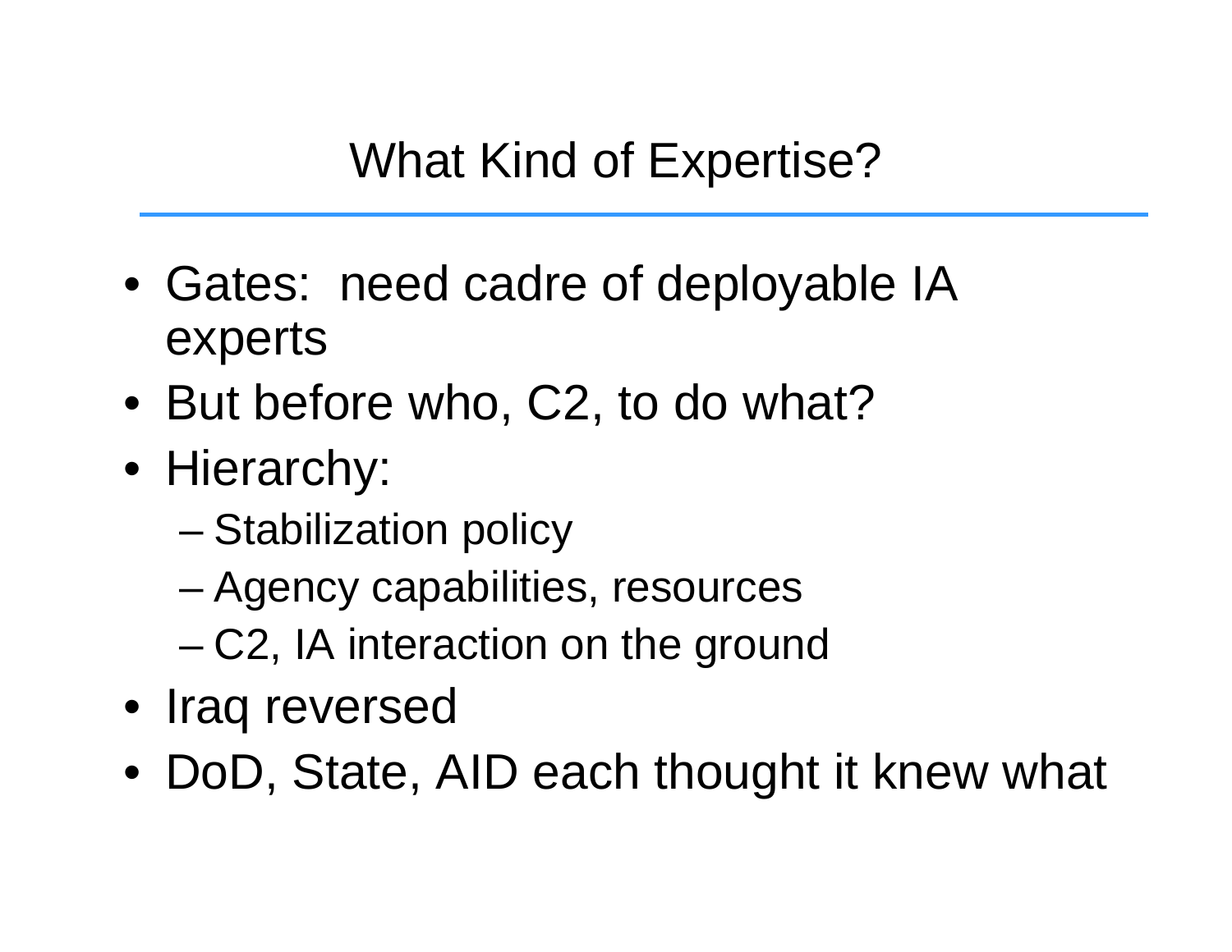# What Kind of Expertise?

- Gates: need cadre of deployable IA experts
- But before who, C2, to do what?
- Hierarchy:
  - Stabilization policy
  - Agency capabilities, resources
  - C2, IA interaction on the ground
- Iraq reversed
- DoD, State, AID each thought it knew what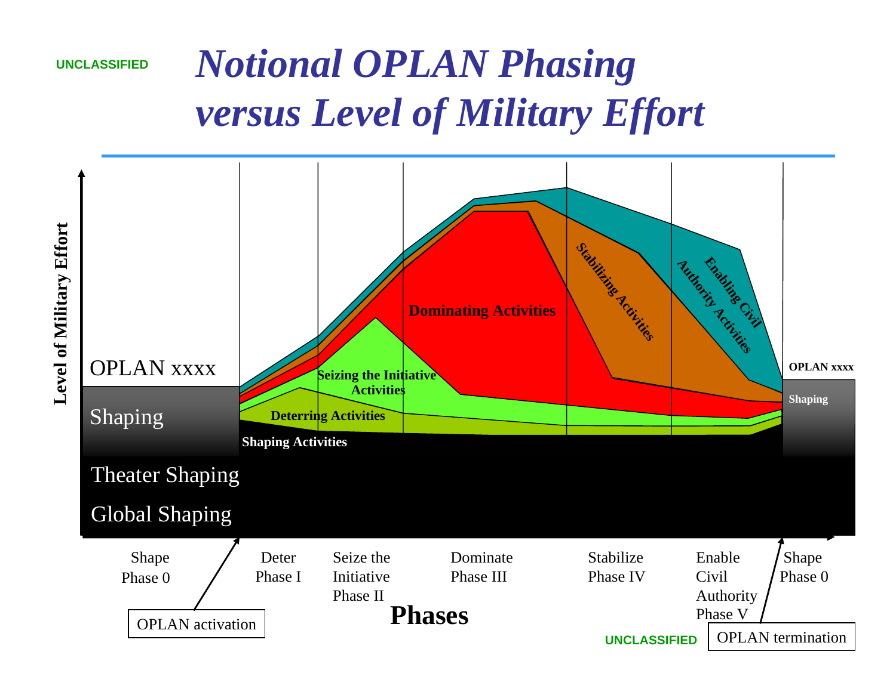UNCLASSIFIED

# *Notional OPLAN Phasing versus Level of Military Effort*

Level of Military Effort

OPLAN xxxx

Shaping

Theater Shaping

Global Shaping

Shaping Activities

Deterring Activities

Seizing the Initiative Activities

Dominating Activities

Stabilizing Activities

Enabling Civil Authority Activities

OPLAN xxxx

Shaping

| Shape Phase 0 | Deter Phase I | Seize the Initiative Phase II | Dominate Phase III | Stabilize Phase IV | Enable Civil Authority Phase V | Shape Phase 0 |
|---|---|---|---|---|---|---|

**Phases**

OPLAN activation

OPLAN termination

UNCLASSIFIED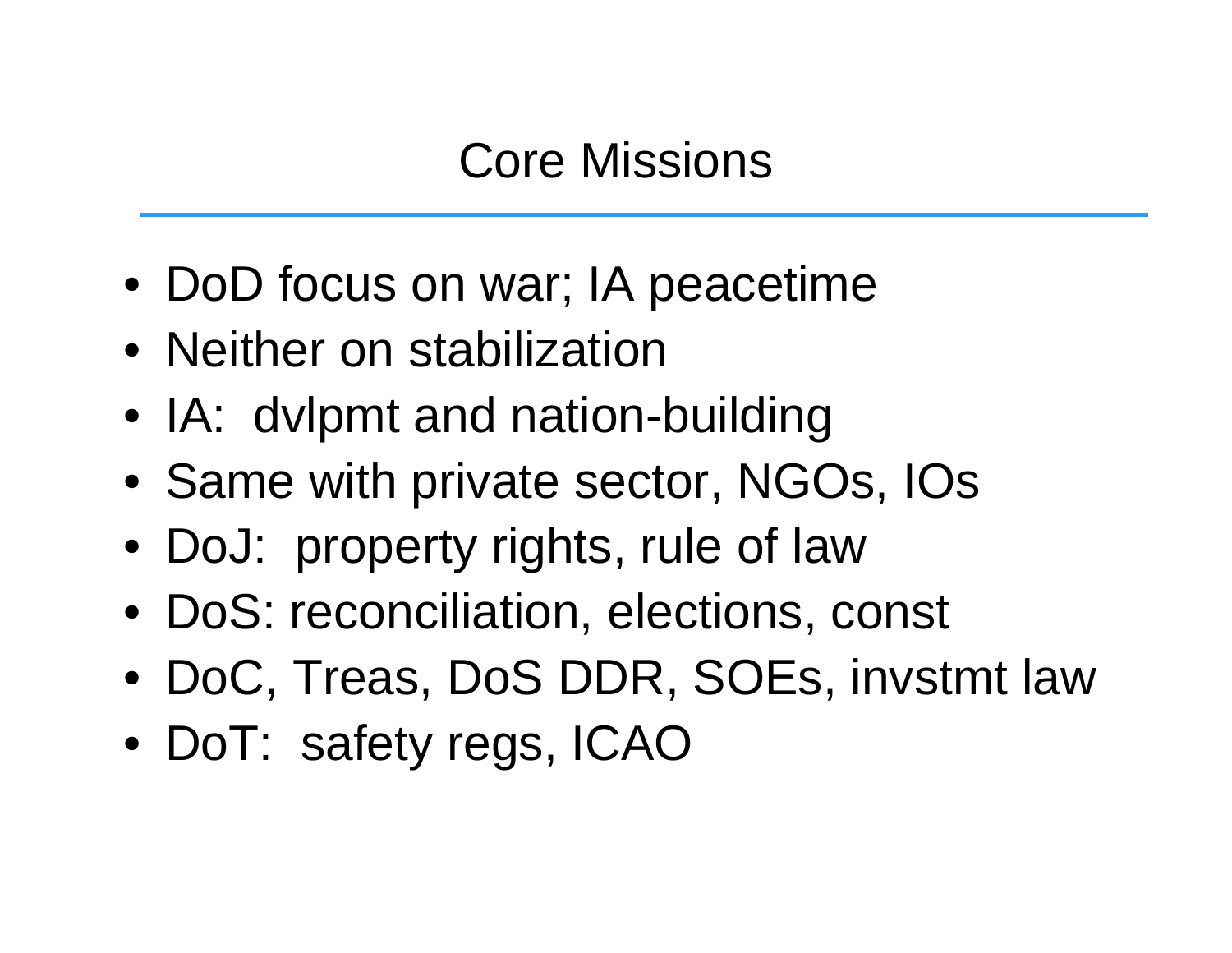# Core Missions

- DoD focus on war; IA peacetime
- Neither on stabilization
- IA:  dvlpmt and nation-building
- Same with private sector, NGOs, IOs
- DoJ:  property rights, rule of law
- DoS: reconciliation, elections, const
- DoC, Treas, DoS DDR, SOEs, invstmt law
- DoT:  safety regs, ICAO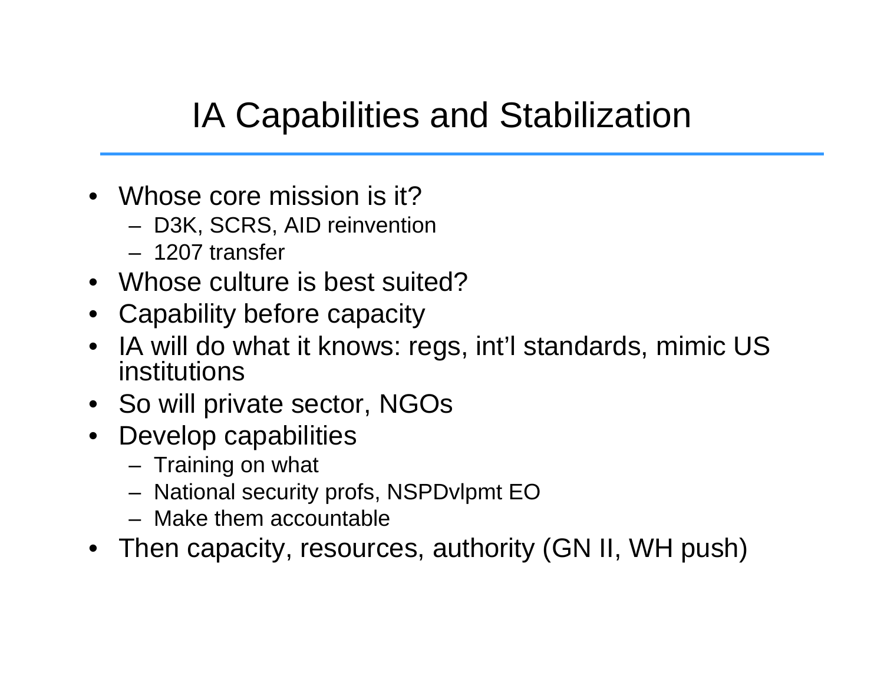# IA Capabilities and Stabilization

- Whose core mission is it?
  - D3K, SCRS, AID reinvention
  - 1207 transfer
- Whose culture is best suited?
- Capability before capacity
- IA will do what it knows: regs, int'l standards, mimic US institutions
- So will private sector, NGOs
- Develop capabilities
  - Training on what
  - National security profs, NSPDvlpmt EO
  - Make them accountable
- Then capacity, resources, authority (GN II, WH push)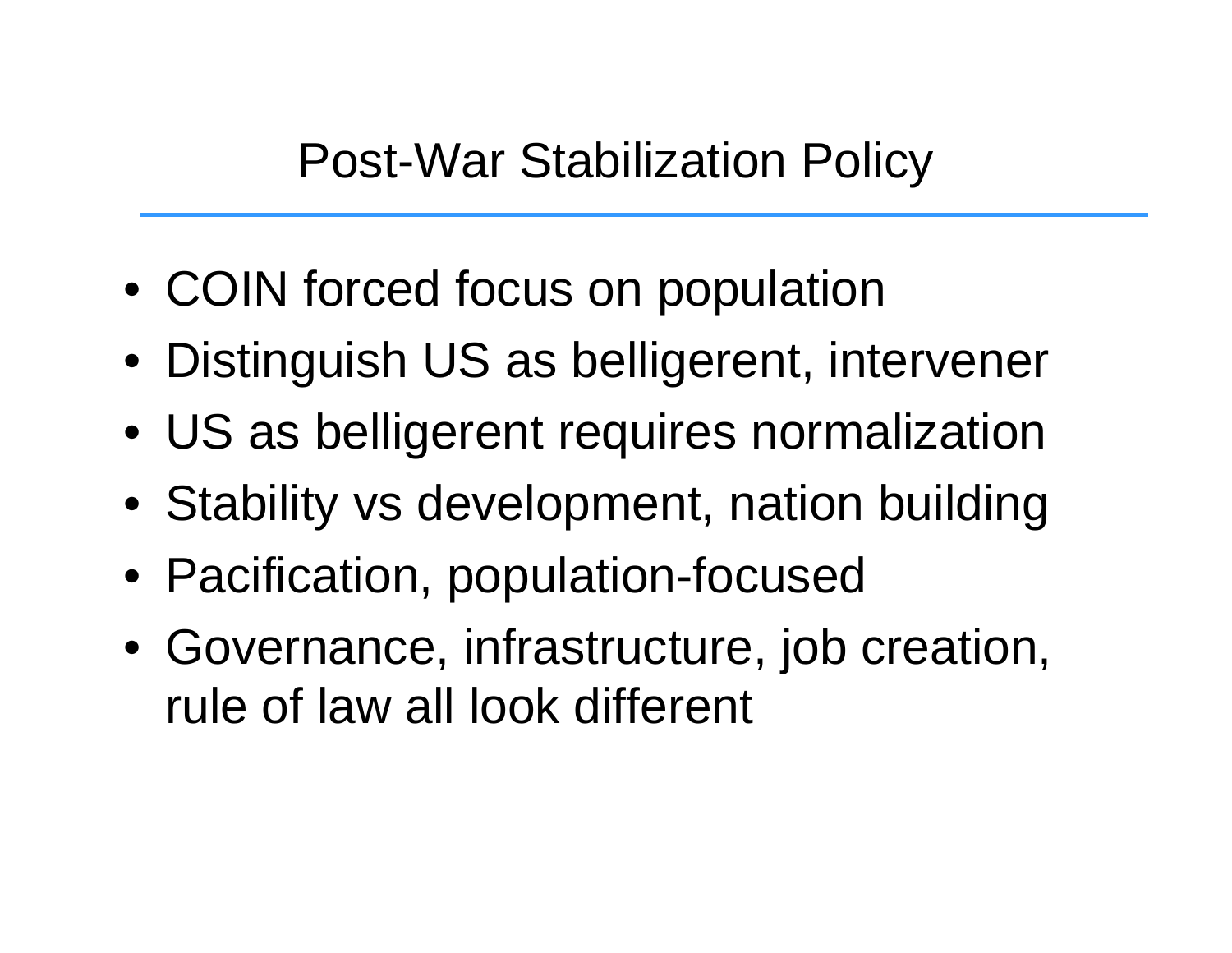# Post-War Stabilization Policy

- COIN forced focus on population
- Distinguish US as belligerent, intervener
- US as belligerent requires normalization
- Stability vs development, nation building
- Pacification, population-focused
- Governance, infrastructure, job creation, rule of law all look different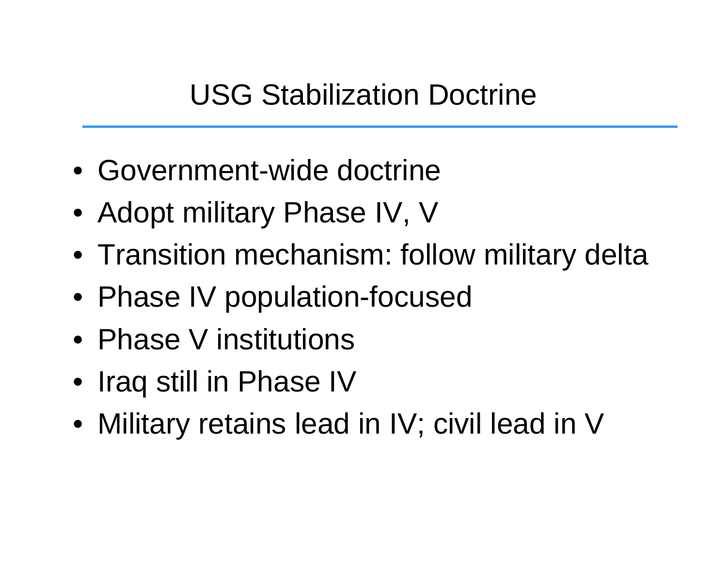# USG Stabilization Doctrine

- Government-wide doctrine
- Adopt military Phase IV, V
- Transition mechanism: follow military delta
- Phase IV population-focused
- Phase V institutions
- Iraq still in Phase IV
- Military retains lead in IV; civil lead in V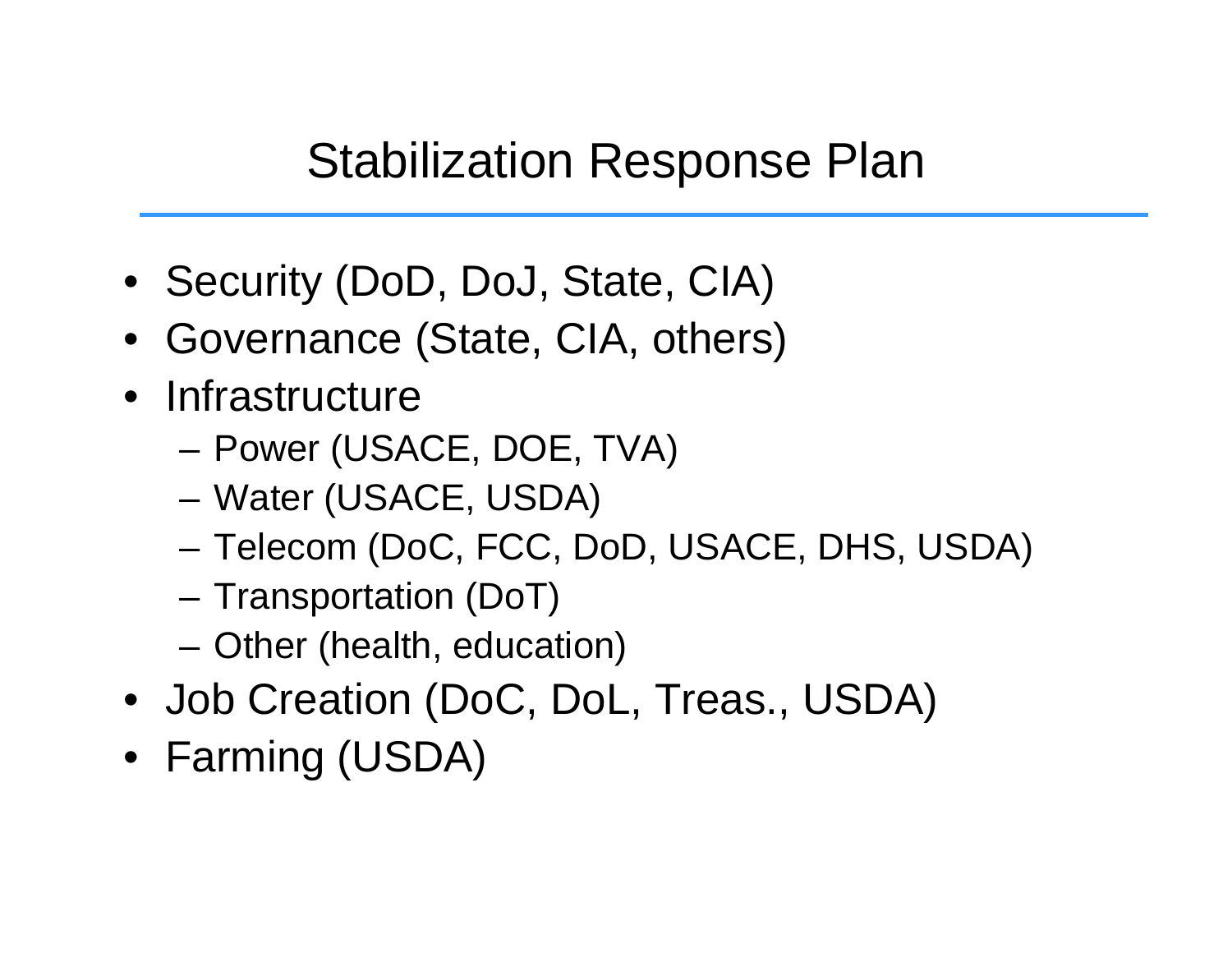# Stabilization Response Plan

- Security (DoD, DoJ, State, CIA)
- Governance (State, CIA, others)
- Infrastructure
  - Power (USACE, DOE, TVA)
  - Water (USACE, USDA)
  - Telecom (DoC, FCC, DoD, USACE, DHS, USDA)
  - Transportation (DoT)
  - Other (health, education)
- Job Creation (DoC, DoL, Treas., USDA)
- Farming (USDA)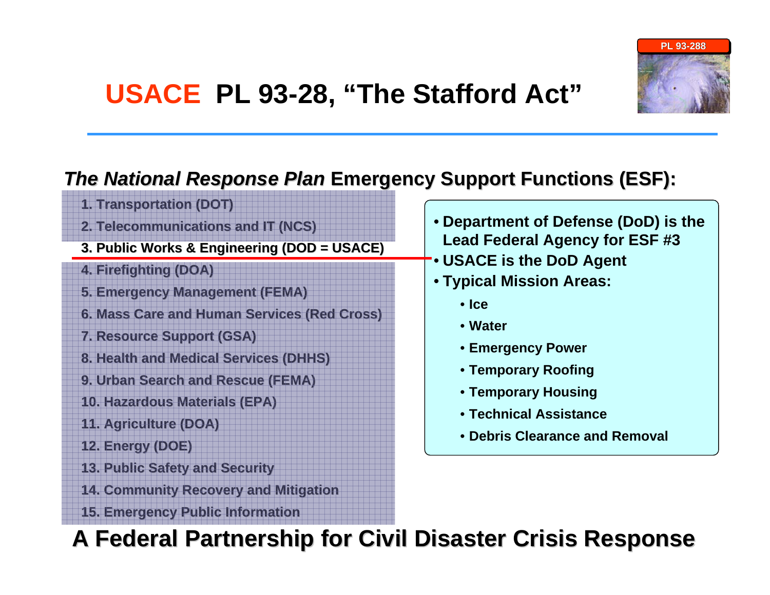# USACE PL 93-28, "The Stafford Act"

PL 93-288

## *The National Response Plan* Emergency Support Functions (ESF):

1. Transportation (DOT)
2. Telecommunications and IT (NCS)
3. **Public Works & Engineering (DOD = USACE)**
4. Firefighting (DOA)
5. Emergency Management (FEMA)
6. Mass Care and Human Services (Red Cross)
7. Resource Support (GSA)
8. Health and Medical Services (DHHS)
9. Urban Search and Rescue (FEMA)
10. Hazardous Materials (EPA)
11. Agriculture (DOA)
12. Energy (DOE)
13. Public Safety and Security
14. Community Recovery and Mitigation
15. Emergency Public Information

- **Department of Defense (DoD) is the Lead Federal Agency for ESF #3**
- **USACE is the DoD Agent**
- **Typical Mission Areas:**
  - Ice
  - Water
  - Emergency Power
  - Temporary Roofing
  - Temporary Housing
  - Technical Assistance
  - Debris Clearance and Removal

**A Federal Partnership for Civil Disaster Crisis Response**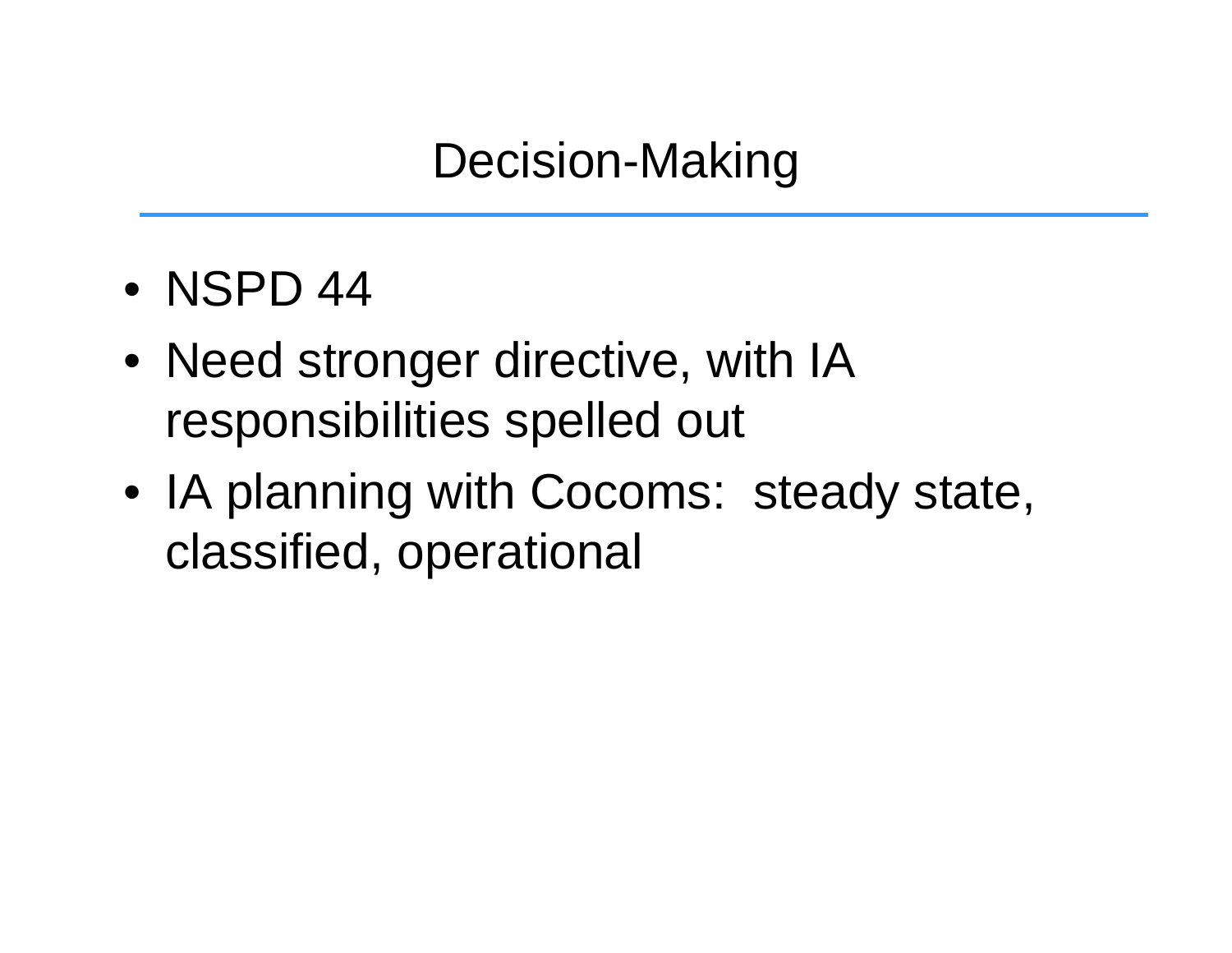# Decision-Making

- NSPD 44
- Need stronger directive, with IA responsibilities spelled out
- IA planning with Cocoms:  steady state, classified, operational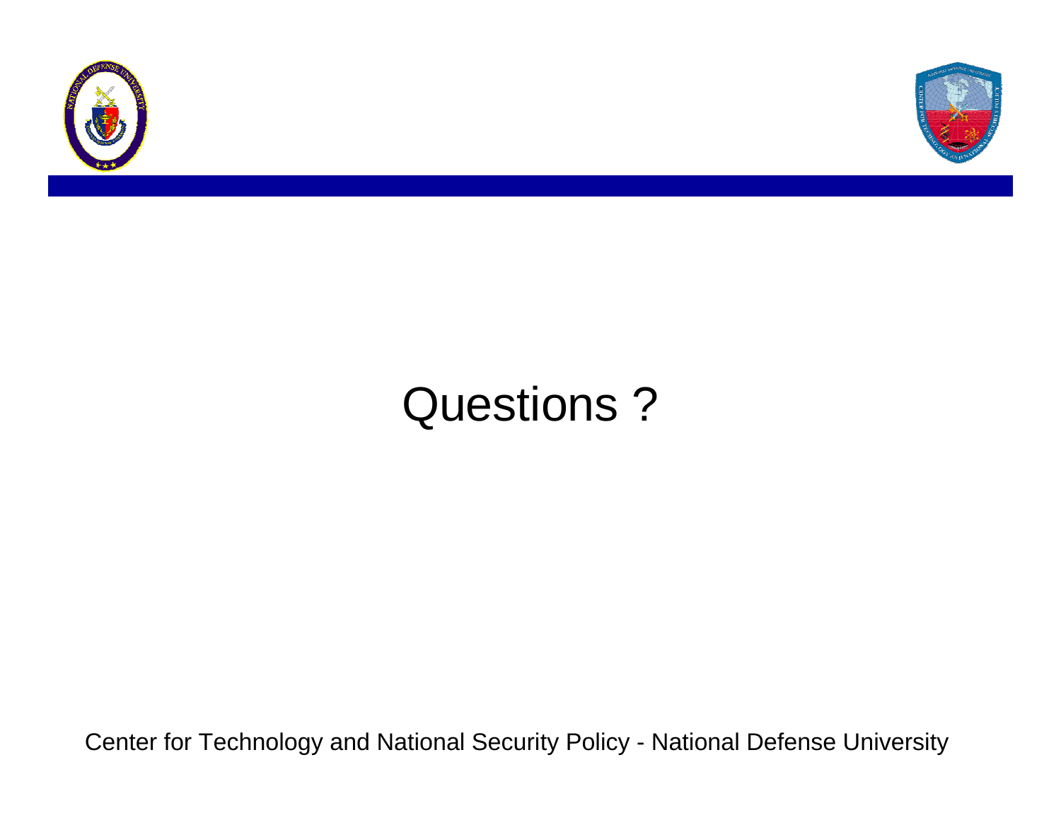# Questions ?